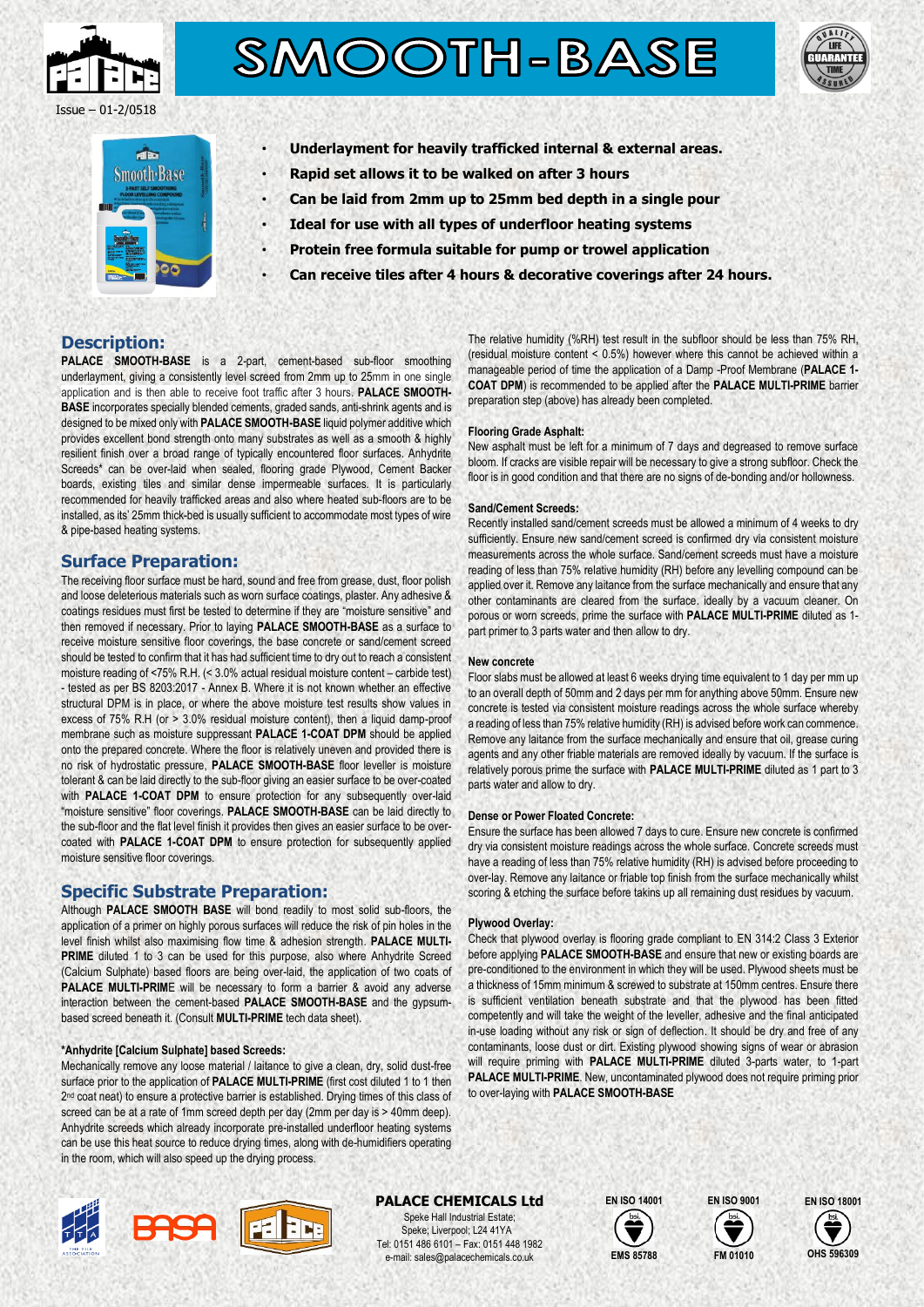# SMOOTH-BASE

Issue – 01-2/0518

- **Underlayment for heavily trafficked internal & external areas.**
- **Rapid set allows it to be walked on after 3 hours**
- **Can be laid from 2mm up to 25mm bed depth in a single pour**
- **Ideal for use with all types of underfloor heating systems**
- **Protein free formula suitable for pump or trowel application**
- **Can receive tiles after 4 hours & decorative coverings after 24 hours.**

## Description:

**PALACE SMOOTH-BASE** is a 2-part, cement-based sub-floor smoothing underlayment, giving a consistently level screed from 2mm up to 25mm in one single application and is then able to receive foot traffic after 3 hours. **PALACE SMOOTH-BASE** incorporates specially blended cements, graded sands, anti-shrink agents and is designed to be mixed only with **PALACE SMOOTH-BASE** liquid polymer additive which provides excellent bond strength onto many substrates as well as a smooth & highly resilient finish over a broad range of typically encountered floor surfaces. Anhydrite Screeds* can be over-laid when sealed, flooring grade Plywood, Cement Backer boards, existing tiles and similar dense impermeable surfaces. It is particularly recommended for heavily trafficked areas and also where heated sub-floors are to be installed, as its' 25mm thick-bed is usually sufficient to accommodate most types of wire & pipe-based heating systems.

## Surface Preparation:

The receiving floor surface must be hard, sound and free from grease, dust, floor polish and loose deleterious materials such as worn surface coatings, plaster. Any adhesive & coatings residues must first be tested to determine if they are "moisture sensitive" and then removed if necessary. Prior to laying **PALACE SMOOTH-BASE** as a surface to receive moisture sensitive floor coverings, the base concrete or sand/cement screed should be tested to confirm that it has had sufficient time to dry out to reach a consistent moisture reading of <75% R.H. (< 3.0% actual residual moisture content – carbide test) - tested as per BS 8203:2017 - Annex B. Where it is not known whether an effective structural DPM is in place, or where the above moisture test results show values in excess of 75% R.H (or > 3.0% residual moisture content), then a liquid damp-proof membrane such as moisture suppressant **PALACE 1-COAT DPM** should be applied onto the prepared concrete. Where the floor is relatively uneven and provided there is no risk of hydrostatic pressure, **PALACE SMOOTH-BASE** floor leveller is moisture tolerant & can be laid directly to the sub-floor giving an easier surface to be over-coated with **PALACE 1-COAT DPM** to ensure protection for any subsequently over-laid "moisture sensitive" floor coverings. **PALACE SMOOTH-BASE** can be laid directly to the sub-floor and the flat level finish it provides then gives an easier surface to be over-coated with **PALACE 1-COAT DPM** to ensure protection for subsequently applied moisture sensitive floor coverings.

## Specific Substrate Preparation:

Although **PALACE SMOOTH BASE** will bond readily to most solid sub-floors, the application of a primer on highly porous surfaces will reduce the risk of pin holes in the level finish whilst also maximising flow time & adhesion strength. **PALACE MULTI-PRIME** diluted 1 to 3 can be used for this purpose, also where Anhydrite Screed (Calcium Sulphate) based floors are being over-laid, the application of two coats of **PALACE MULTI-PRIME** will be necessary to form a barrier & avoid any adverse interaction between the cement-based **PALACE SMOOTH-BASE** and the gypsum-based screed beneath it. (Consult **MULTI-PRIME** tech data sheet).

#### *Anhydrite [Calcium Sulphate] based Screeds:

Mechanically remove any loose material / laitance to give a clean, dry, solid dust-free surface prior to the application of **PALACE MULTI-PRIME** (first cost diluted 1 to 1 then 2nd coat neat) to ensure a protective barrier is established. Drying times of this class of screed can be at a rate of 1mm screed depth per day (2mm per day is > 40mm deep). Anhydrite screeds which already incorporate pre-installed underfloor heating systems can be use this heat source to reduce drying times, along with de-humidifiers operating in the room, which will also speed up the drying process.

The relative humidity (%RH) test result in the subfloor should be less than 75% RH, (residual moisture content < 0.5%) however where this cannot be achieved within a manageable period of time the application of a Damp -Proof Membrane (**PALACE 1-COAT DPM**) is recommended to be applied after the **PALACE MULTI-PRIME** barrier preparation step (above) has already been completed.

#### Flooring Grade Asphalt:

New asphalt must be left for a minimum of 7 days and degreased to remove surface bloom. If cracks are visible repair will be necessary to give a strong subfloor. Check the floor is in good condition and that there are no signs of de-bonding and/or hollowness.

#### Sand/Cement Screeds:

Recently installed sand/cement screeds must be allowed a minimum of 4 weeks to dry sufficiently. Ensure new sand/cement screed is confirmed dry via consistent moisture measurements across the whole surface. Sand/cement screeds must have a moisture reading of less than 75% relative humidity (RH) before any levelling compound can be applied over it. Remove any laitance from the surface mechanically and ensure that any other contaminants are cleared from the surface. ideally by a vacuum cleaner. On porous or worn screeds, prime the surface with **PALACE MULTI-PRIME** diluted as 1-part primer to 3 parts water and then allow to dry.

#### New concrete

Floor slabs must be allowed at least 6 weeks drying time equivalent to 1 day per mm up to an overall depth of 50mm and 2 days per mm for anything above 50mm. Ensure new concrete is tested via consistent moisture readings across the whole surface whereby a reading of less than 75% relative humidity (RH) is advised before work can commence. Remove any laitance from the surface mechanically and ensure that oil, grease curing agents and any other friable materials are removed ideally by vacuum. If the surface is relatively porous prime the surface with **PALACE MULTI-PRIME** diluted as 1 part to 3 parts water and allow to dry.

#### Dense or Power Floated Concrete:

Ensure the surface has been allowed 7 days to cure. Ensure new concrete is confirmed dry via consistent moisture readings across the whole surface. Concrete screeds must have a reading of less than 75% relative humidity (RH) is advised before proceeding to over-lay. Remove any laitance or friable top finish from the surface mechanically whilst scoring & etching the surface before takins up all remaining dust residues by vacuum.

#### Plywood Overlay:

Check that plywood overlay is flooring grade compliant to EN 314:2 Class 3 Exterior before applying **PALACE SMOOTH-BASE** and ensure that new or existing boards are pre-conditioned to the environment in which they will be used. Plywood sheets must be a thickness of 15mm minimum & screwed to substrate at 150mm centres. Ensure there is sufficient ventilation beneath substrate and that the plywood has been fitted competently and will take the weight of the leveller, adhesive and the final anticipated in-use loading without any risk or sign of deflection. It should be dry and free of any contaminants, loose dust or dirt. Existing plywood showing signs of wear or abrasion will require priming with **PALACE MULTI-PRIME** diluted 3-parts water, to 1-part **PALACE MULTI-PRIME**. New, uncontaminated plywood does not require priming prior to over-laying with **PALACE SMOOTH-BASE**

**PALACE CHEMICALS Ltd**
Speke Hall Industrial Estate;
Speke; Liverpool; L24 41YA
Tel: 0151 486 6101 – Fax: 0151 448 1982
e-mail: sales@palacechemicals.co.uk

EN ISO 14001 – EMS 85788 | EN ISO 9001 – FM 01010 | EN ISO 18001 – OHS 596309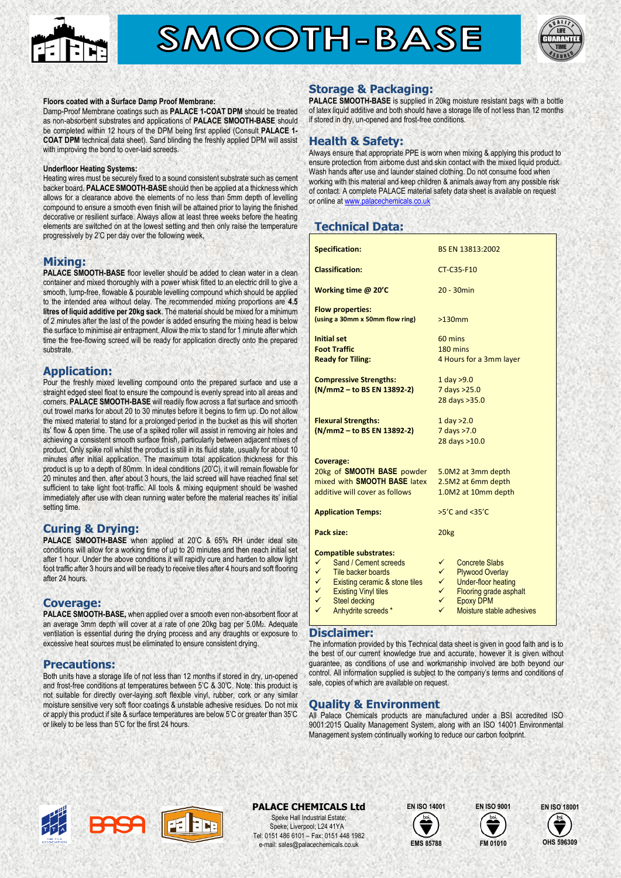# SMOOTH-BASE

#### Floors coated with a Surface Damp Proof Membrane:

Damp-Proof Membrane coatings such as **PALACE 1-COAT DPM** should be treated as non-absorbent substrates and applications of **PALACE SMOOTH-BASE** should be completed within 12 hours of the DPM being first applied (Consult **PALACE 1-COAT DPM** technical data sheet). Sand blinding the freshly applied DPM will assist with improving the bond to over-laid screeds.

#### Underfloor Heating Systems:

Heating wires must be securely fixed to a sound consistent substrate such as cement backer board. **PALACE SMOOTH-BASE** should then be applied at a thickness which allows for a clearance above the elements of no less than 5mm depth of levelling compound to ensure a smooth even finish will be attained prior to laying the finished decorative or resilient surface. Always allow at least three weeks before the heating elements are switched on at the lowest setting and then only raise the temperature progressively by 2'C per day over the following week.

## Mixing:

**PALACE SMOOTH-BASE** floor leveller should be added to clean water in a clean container and mixed thoroughly with a power whisk fitted to an electric drill to give a smooth, lump-free, flowable & pourable levelling compound which should be applied to the intended area without delay. The recommended mixing proportions are **4.5 litres of liquid additive per 20kg sack**. The material should be mixed for a minimum of 2 minutes after the last of the powder is added ensuring the mixing head is below the surface to minimise air entrapment. Allow the mix to stand for 1 minute after which time the free-flowing screed will be ready for application directly onto the prepared substrate.

## Application:

Pour the freshly mixed levelling compound onto the prepared surface and use a straight edged steel float to ensure the compound is evenly spread into all areas and corners. **PALACE SMOOTH-BASE** will readily flow across a flat surface and smooth out trowel marks for about 20 to 30 minutes before it begins to firm up. Do not allow the mixed material to stand for a prolonged period in the bucket as this will shorten its' flow & open time. The use of a spiked roller will assist in removing air holes and achieving a consistent smooth surface finish, particularly between adjacent mixes of product. Only spike roll whilst the product is still in its fluid state, usually for about 10 minutes after initial application. The maximum total application thickness for this product is up to a depth of 80mm. In ideal conditions (20'C), it will remain flowable for 20 minutes and then. after about 3 hours, the laid screed will have reached final set sufficient to take light foot traffic. All tools & mixing equipment should be washed immediately after use with clean running water before the material reaches its' initial setting time.

## Curing & Drying:

**PALACE SMOOTH-BASE** when applied at 20'C & 65% RH under ideal site conditions will allow for a working time of up to 20 minutes and then reach initial set after 1 hour. Under the above conditions it will rapidly cure and harden to allow light foot traffic after 3 hours and will be ready to receive tiles after 4 hours and soft flooring after 24 hours.

## Coverage:

**PALACE SMOOTH-BASE,** when applied over a smooth even non-absorbent floor at an average 3mm depth will cover at a rate of one 20kg bag per 5.0M2. Adequate ventilation is essential during the drying process and any draughts or exposure to excessive heat sources must be eliminated to ensure consistent drying.

## Precautions:

Both units have a storage life of not less than 12 months if stored in dry, un-opened and frost-free conditions at temperatures between 5'C & 30'C. Note: this product is not suitable for directly over-laying soft flexible vinyl, rubber, cork or any similar moisture sensitive very soft floor coatings & unstable adhesive residues. Do not mix or apply this product if site & surface temperatures are below 5'C or greater than 35'C or likely to be less than 5'C for the first 24 hours.

## Storage & Packaging:

**PALACE SMOOTH-BASE** is supplied in 20kg moisture resistant bags with a bottle of latex liquid additive and both should have a storage life of not less than 12 months if stored in dry, un-opened and frost-free conditions.

## Health & Safety:

Always ensure that appropriate PPE is worn when mixing & applying this product to ensure protection from airborne dust and skin contact with the mixed liquid product. Wash hands after use and launder stained clothing. Do not consume food when working with this material and keep children & animals away from any possible risk of contact. A complete PALACE material safety data sheet is available on request or online at www.palacechemicals.co.uk

## Technical Data:

| | |
|---|---|
| **Specification:** | BS EN 13813:2002 |
| **Classification:** | CT-C35-F10 |
| **Working time @ 20'C** | 20 - 30min |
| **Flow properties:** (using a 30mm x 50mm flow ring) | >130mm |
| **Initial set** | 60 mins |
| **Foot Traffic** | 180 mins |
| **Ready for Tiling:** | 4 Hours for a 3mm layer |
| **Compressive Strengths: (N/mm2 – to BS EN 13892-2)** | 1 day >9.0<br>7 days >25.0<br>28 days >35.0 |
| **Flexural Strengths: (N/mm2 – to BS EN 13892-2)** | 1 day >2.0<br>7 days >7.0<br>28 days >10.0 |
| **Coverage:** 20kg of **SMOOTH BASE** powder mixed with **SMOOTH BASE** latex additive will cover as follows | 5.0M2 at 3mm depth<br>2.5M2 at 6mm depth<br>1.0M2 at 10mm depth |
| **Application Temps:** | >5'C and <35'C |
| **Pack size:** | 20kg |

**Compatible substrates:**

- ✓ Sand / Cement screeds
- ✓ Tile backer boards
- ✓ Existing ceramic & stone tiles
- ✓ Existing Vinyl tiles
- ✓ Steel decking
- ✓ Anhydrite screeds *
- ✓ Concrete Slabs
- ✓ Plywood Overlay
- ✓ Under-floor heating
- ✓ Flooring grade asphalt
- ✓ Epoxy DPM
- ✓ Moisture stable adhesives

## Disclaimer:

The information provided by this Technical data sheet is given in good faith and is to the best of our current knowledge true and accurate, however it is given without guarantee, as conditions of use and workmanship involved are both beyond our control. All information supplied is subject to the company's terms and conditions of sale, copies of which are available on request.

## Quality & Environment

All Palace Chemicals products are manufactured under a BSI accredited ISO 9001:2015 Quality Management System, along with an ISO 14001 Environmental Management system continually working to reduce our carbon footprint.

**PALACE CHEMICALS Ltd**
Speke Hall Industrial Estate;
Speke; Liverpool; L24 41YA
Tel: 0151 486 6101 – Fax: 0151 448 1982
e-mail: sales@palacechemicals.co.uk

EN ISO 14001 – EMS 85788
EN ISO 9001 – FM 01010
EN ISO 18001 – OHS 596309